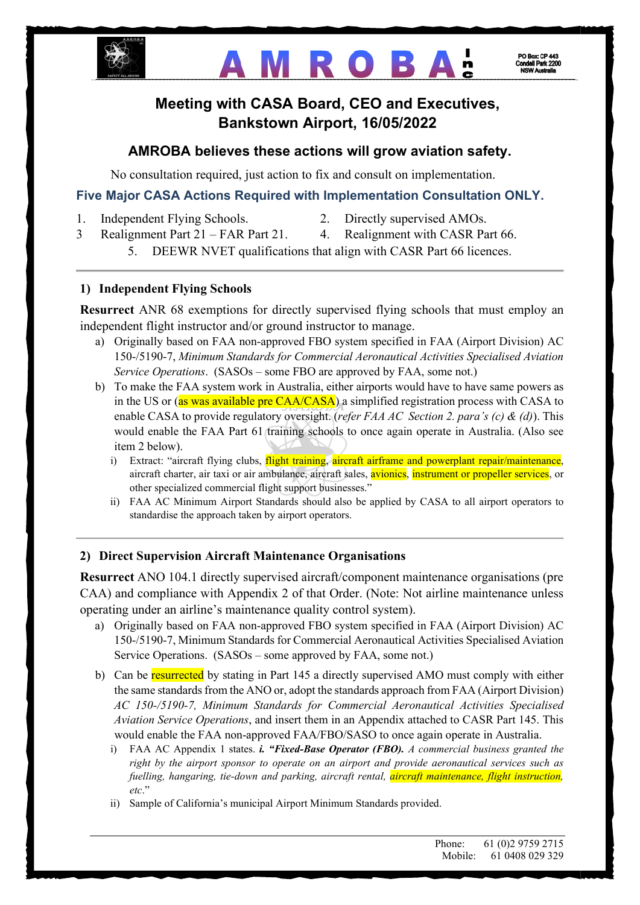# Meeting with CASA Board, CEO and Executives, Bankstown Airport, 16/05/2022

## AMROBA believes these actions will grow aviation safety.

No consultation required, just action to fix and consult on implementation.

### Five Major CASA Actions Required with Implementation Consultation ONLY.

1. Independent Flying Schools.
2. Directly supervised AMOs.
3. Realignment Part 21 – FAR Part 21.
4. Realignment with CASR Part 66.
5. DEEWR NVET qualifications that align with CASR Part 66 licences.

---

### 1) Independent Flying Schools

**Resurrect** ANR 68 exemptions for directly supervised flying schools that must employ an independent flight instructor and/or ground instructor to manage.

a) Originally based on FAA non-approved FBO system specified in FAA (Airport Division) AC 150-/5190-7, *Minimum Standards for Commercial Aeronautical Activities Specialised Aviation Service Operations*. (SASOs – some FBO are approved by FAA, some not.)

b) To make the FAA system work in Australia, either airports would have to have same powers as in the US or (as was available pre CAA/CASA) a simplified registration process with CASA to enable CASA to provide regulatory oversight. (*refer FAA AC Section 2. para's (c) & (d)*). This would enable the FAA Part 61 training schools to once again operate in Australia. (Also see item 2 below).

   i) Extract: "aircraft flying clubs, flight training, aircraft airframe and powerplant repair/maintenance, aircraft charter, air taxi or air ambulance, aircraft sales, avionics, instrument or propeller services, or other specialized commercial flight support businesses."

   ii) FAA AC Minimum Airport Standards should also be applied by CASA to all airport operators to standardise the approach taken by airport operators.

---

### 2) Direct Supervision Aircraft Maintenance Organisations

**Resurrect** ANO 104.1 directly supervised aircraft/component maintenance organisations (pre CAA) and compliance with Appendix 2 of that Order. (Note: Not airline maintenance unless operating under an airline's maintenance quality control system).

a) Originally based on FAA non-approved FBO system specified in FAA (Airport Division) AC 150-/5190-7, Minimum Standards for Commercial Aeronautical Activities Specialised Aviation Service Operations. (SASOs – some approved by FAA, some not.)

b) Can be resurrected by stating in Part 145 a directly supervised AMO must comply with either the same standards from the ANO or, adopt the standards approach from FAA (Airport Division) *AC 150-/5190-7, Minimum Standards for Commercial Aeronautical Activities Specialised Aviation Service Operations*, and insert them in an Appendix attached to CASR Part 145. This would enable the FAA non-approved FAA/FBO/SASO to once again operate in Australia.

   i) FAA AC Appendix 1 states. ***i. "Fixed-Base Operator (FBO).*** *A commercial business granted the right by the airport sponsor to operate on an airport and provide aeronautical services such as fuelling, hangaring, tie-down and parking, aircraft rental, aircraft maintenance, flight instruction, etc.*"

   ii) Sample of California's municipal Airport Minimum Standards provided.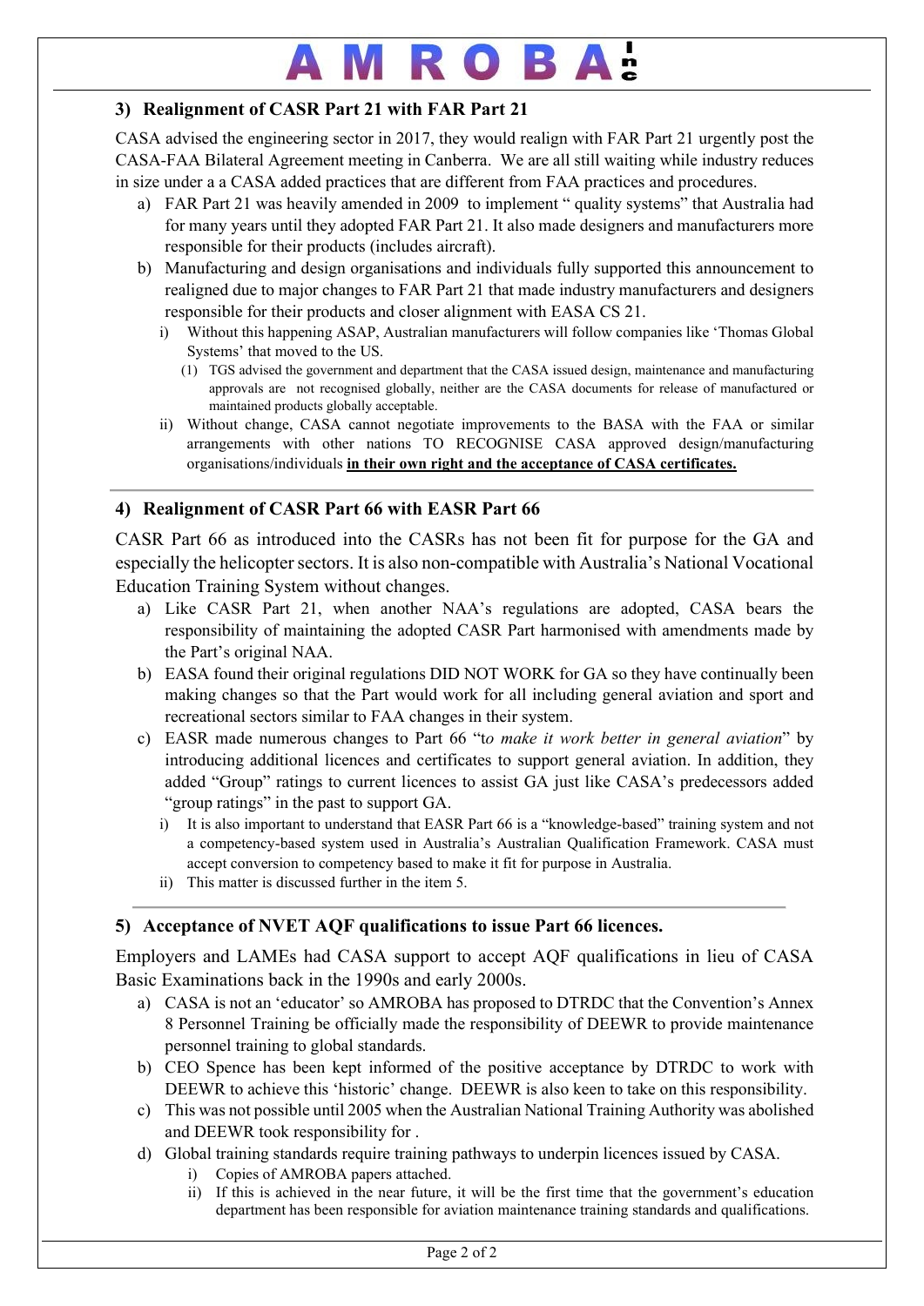### 3) Realignment of CASR Part 21 with FAR Part 21

CASA advised the engineering sector in 2017, they would realign with FAR Part 21 urgently post the CASA-FAA Bilateral Agreement meeting in Canberra. We are all still waiting while industry reduces in size under a a CASA added practices that are different from FAA practices and procedures.

a) FAR Part 21 was heavily amended in 2009 to implement " quality systems" that Australia had for many years until they adopted FAR Part 21. It also made designers and manufacturers more responsible for their products (includes aircraft).

b) Manufacturing and design organisations and individuals fully supported this announcement to realigned due to major changes to FAR Part 21 that made industry manufacturers and designers responsible for their products and closer alignment with EASA CS 21.

   i) Without this happening ASAP, Australian manufacturers will follow companies like 'Thomas Global Systems' that moved to the US.

      (1) TGS advised the government and department that the CASA issued design, maintenance and manufacturing approvals are not recognised globally, neither are the CASA documents for release of manufactured or maintained products globally acceptable.

   ii) Without change, CASA cannot negotiate improvements to the BASA with the FAA or similar arrangements with other nations TO RECOGNISE CASA approved design/manufacturing organisations/individuals **in their own right and the acceptance of CASA certificates.**

---

### 4) Realignment of CASR Part 66 with EASR Part 66

CASR Part 66 as introduced into the CASRs has not been fit for purpose for the GA and especially the helicopter sectors. It is also non-compatible with Australia's National Vocational Education Training System without changes.

a) Like CASR Part 21, when another NAA's regulations are adopted, CASA bears the responsibility of maintaining the adopted CASR Part harmonised with amendments made by the Part's original NAA.

b) EASA found their original regulations DID NOT WORK for GA so they have continually been making changes so that the Part would work for all including general aviation and sport and recreational sectors similar to FAA changes in their system.

c) EASR made numerous changes to Part 66 "t*o make it work better in general aviation*" by introducing additional licences and certificates to support general aviation. In addition, they added "Group" ratings to current licences to assist GA just like CASA's predecessors added "group ratings" in the past to support GA.

   i) It is also important to understand that EASR Part 66 is a "knowledge-based" training system and not a competency-based system used in Australia's Australian Qualification Framework. CASA must accept conversion to competency based to make it fit for purpose in Australia.

   ii) This matter is discussed further in the item 5.

---

### 5) Acceptance of NVET AQF qualifications to issue Part 66 licences.

Employers and LAMEs had CASA support to accept AQF qualifications in lieu of CASA Basic Examinations back in the 1990s and early 2000s.

a) CASA is not an 'educator' so AMROBA has proposed to DTRDC that the Convention's Annex 8 Personnel Training be officially made the responsibility of DEEWR to provide maintenance personnel training to global standards.

b) CEO Spence has been kept informed of the positive acceptance by DTRDC to work with DEEWR to achieve this 'historic' change. DEEWR is also keen to take on this responsibility.

c) This was not possible until 2005 when the Australian National Training Authority was abolished and DEEWR took responsibility for .

d) Global training standards require training pathways to underpin licences issued by CASA.

   i) Copies of AMROBA papers attached.

   ii) If this is achieved in the near future, it will be the first time that the government's education department has been responsible for aviation maintenance training standards and qualifications.